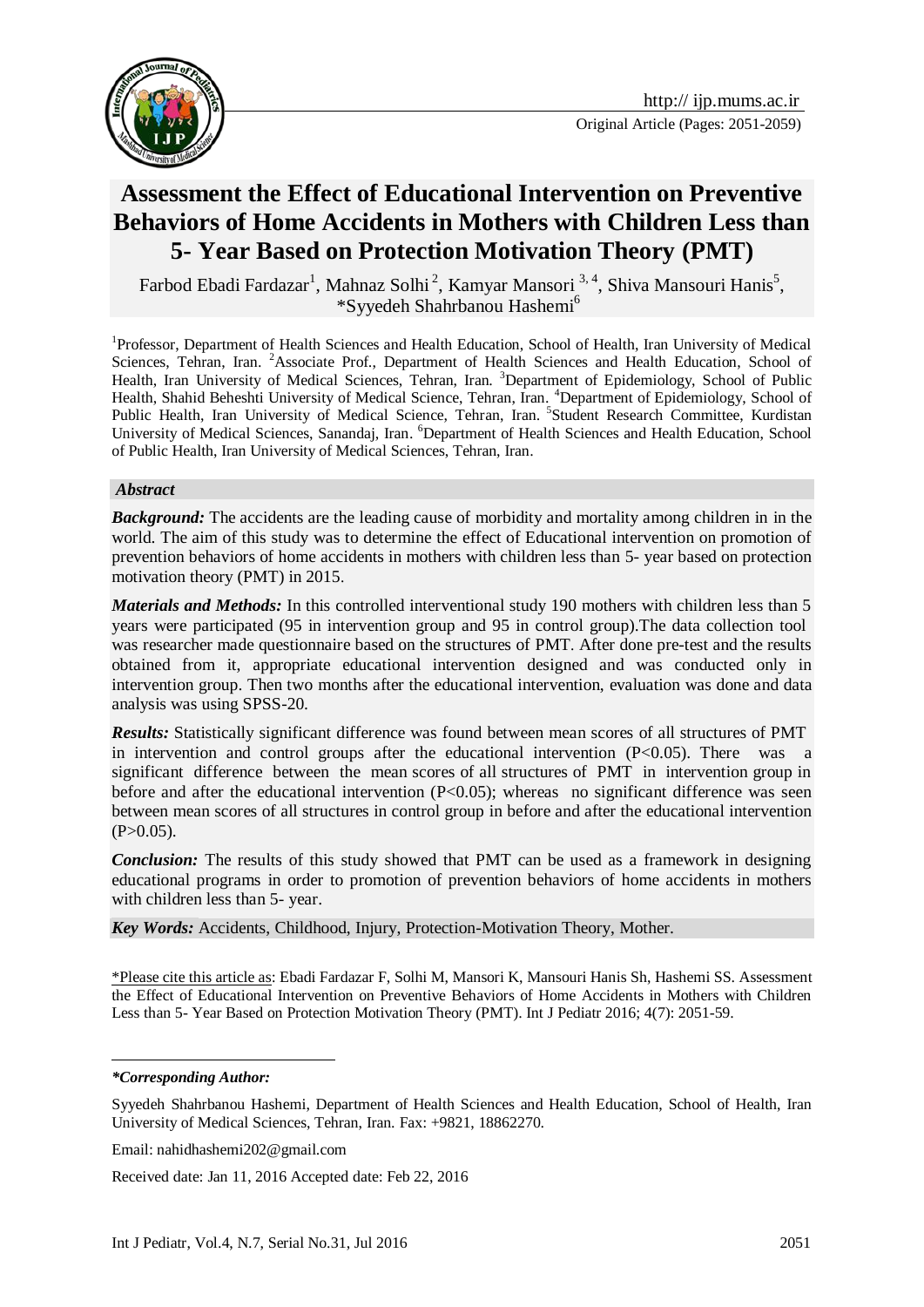Original Article (Pages: 2051-2059)

# Assessment the Effect of Educational Intervention on Preventive Behaviors of Home Accidents in Mothers with Children Less than 5- Year Based on Protection Motivation Theory (PMT)

Farbod Ebadi Fardazar[1], Mahnaz Solhi[2], Kamyar Mansori[3,4], Shiva Mansouri Hanis[5], *Syyedeh Shahrbanou Hashemi[6]

[1]Professor, Department of Health Sciences and Health Education, School of Health, Iran University of Medical Sciences, Tehran, Iran. [2]Associate Prof., Department of Health Sciences and Health Education, School of Health, Iran University of Medical Sciences, Tehran, Iran. [3]Department of Epidemiology, School of Public Health, Shahid Beheshti University of Medical Science, Tehran, Iran. [4]Department of Epidemiology, School of Public Health, Iran University of Medical Science, Tehran, Iran. [5]Student Research Committee, Kurdistan University of Medical Sciences, Sanandaj, Iran. [6]Department of Health Sciences and Health Education, School of Public Health, Iran University of Medical Sciences, Tehran, Iran.

## *Abstract*

***Background:*** The accidents are the leading cause of morbidity and mortality among children in in the world. The aim of this study was to determine the effect of Educational intervention on promotion of prevention behaviors of home accidents in mothers with children less than 5- year based on protection motivation theory (PMT) in 2015.

***Materials and Methods:*** In this controlled interventional study 190 mothers with children less than 5 years were participated (95 in intervention group and 95 in control group).The data collection tool was researcher made questionnaire based on the structures of PMT. After done pre-test and the results obtained from it, appropriate educational intervention designed and was conducted only in intervention group. Then two months after the educational intervention, evaluation was done and data analysis was using SPSS-20.

***Results:*** Statistically significant difference was found between mean scores of all structures of PMT in intervention and control groups after the educational intervention ($P<0.05$). There was a significant difference between the mean scores of all structures of PMT in intervention group in before and after the educational intervention ($P<0.05$); whereas no significant difference was seen between mean scores of all structures in control group in before and after the educational intervention ($P>0.05$).

***Conclusion:*** The results of this study showed that PMT can be used as a framework in designing educational programs in order to promotion of prevention behaviors of home accidents in mothers with children less than 5- year.

***Key Words:*** Accidents, Childhood, Injury, Protection-Motivation Theory, Mother.

\*Please cite this article as: Ebadi Fardazar F, Solhi M, Mansori K, Mansouri Hanis Sh, Hashemi SS. Assessment the Effect of Educational Intervention on Preventive Behaviors of Home Accidents in Mothers with Children Less than 5- Year Based on Protection Motivation Theory (PMT). Int J Pediatr 2016; 4(7): 2051-59.

***\*Corresponding Author:***

Syyedeh Shahrbanou Hashemi, Department of Health Sciences and Health Education, School of Health, Iran University of Medical Sciences, Tehran, Iran. Fax: +9821, 18862270.

Email: nahidhashemi202@gmail.com

Received date: Jan 11, 2016 Accepted date: Feb 22, 2016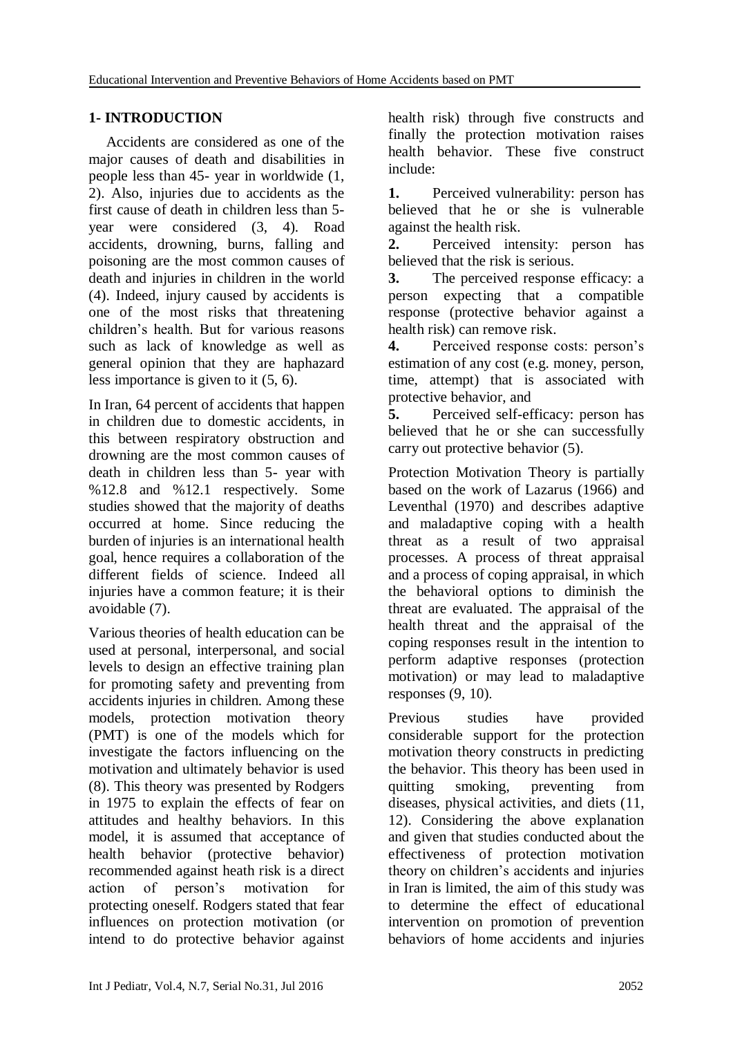## 1- INTRODUCTION

Accidents are considered as one of the major causes of death and disabilities in people less than 45- year in worldwide (1, 2). Also, injuries due to accidents as the first cause of death in children less than 5-year were considered (3, 4). Road accidents, drowning, burns, falling and poisoning are the most common causes of death and injuries in children in the world (4). Indeed, injury caused by accidents is one of the most risks that threatening children's health. But for various reasons such as lack of knowledge as well as general opinion that they are haphazard less importance is given to it (5, 6).

In Iran, 64 percent of accidents that happen in children due to domestic accidents, in this between respiratory obstruction and drowning are the most common causes of death in children less than 5- year with %12.8 and %12.1 respectively. Some studies showed that the majority of deaths occurred at home. Since reducing the burden of injuries is an international health goal, hence requires a collaboration of the different fields of science. Indeed all injuries have a common feature; it is their avoidable (7).

Various theories of health education can be used at personal, interpersonal, and social levels to design an effective training plan for promoting safety and preventing from accidents injuries in children. Among these models, protection motivation theory (PMT) is one of the models which for investigate the factors influencing on the motivation and ultimately behavior is used (8). This theory was presented by Rodgers in 1975 to explain the effects of fear on attitudes and healthy behaviors. In this model, it is assumed that acceptance of health behavior (protective behavior) recommended against heath risk is a direct action of person's motivation for protecting oneself. Rodgers stated that fear influences on protection motivation (or intend to do protective behavior against health risk) through five constructs and finally the protection motivation raises health behavior. These five construct include:

1. Perceived vulnerability: person has believed that he or she is vulnerable against the health risk.
2. Perceived intensity: person has believed that the risk is serious.
3. The perceived response efficacy: a person expecting that a compatible response (protective behavior against a health risk) can remove risk.
4. Perceived response costs: person's estimation of any cost (e.g. money, person, time, attempt) that is associated with protective behavior, and
5. Perceived self-efficacy: person has believed that he or she can successfully carry out protective behavior (5).

Protection Motivation Theory is partially based on the work of Lazarus (1966) and Leventhal (1970) and describes adaptive and maladaptive coping with a health threat as a result of two appraisal processes. A process of threat appraisal and a process of coping appraisal, in which the behavioral options to diminish the threat are evaluated. The appraisal of the health threat and the appraisal of the coping responses result in the intention to perform adaptive responses (protection motivation) or may lead to maladaptive responses (9, 10).

Previous studies have provided considerable support for the protection motivation theory constructs in predicting the behavior. This theory has been used in quitting smoking, preventing from diseases, physical activities, and diets (11, 12). Considering the above explanation and given that studies conducted about the effectiveness of protection motivation theory on children's accidents and injuries in Iran is limited, the aim of this study was to determine the effect of educational intervention on promotion of prevention behaviors of home accidents and injuries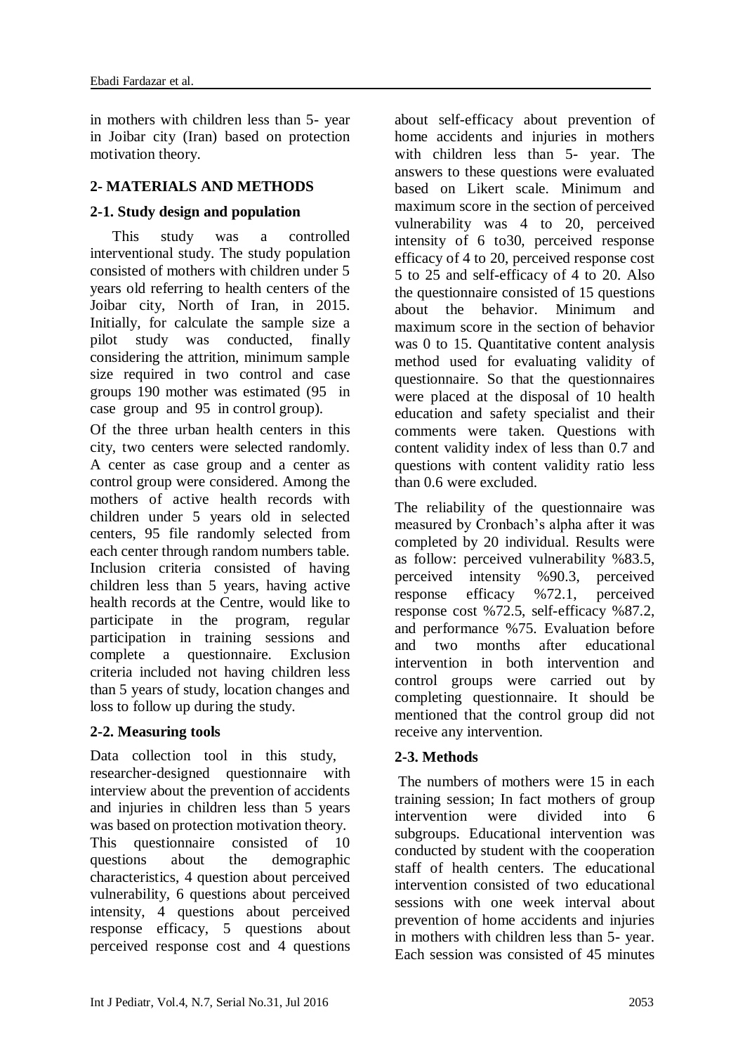in mothers with children less than 5- year in Joibar city (Iran) based on protection motivation theory.

## 2- MATERIALS AND METHODS

### 2-1. Study design and population

This study was a controlled interventional study. The study population consisted of mothers with children under 5 years old referring to health centers of the Joibar city, North of Iran, in 2015. Initially, for calculate the sample size a pilot study was conducted, finally considering the attrition, minimum sample size required in two control and case groups 190 mother was estimated (95 in case group and 95 in control group).

Of the three urban health centers in this city, two centers were selected randomly. A center as case group and a center as control group were considered. Among the mothers of active health records with children under 5 years old in selected centers, 95 file randomly selected from each center through random numbers table. Inclusion criteria consisted of having children less than 5 years, having active health records at the Centre, would like to participate in the program, regular participation in training sessions and complete a questionnaire. Exclusion criteria included not having children less than 5 years of study, location changes and loss to follow up during the study.

### 2-2. Measuring tools

Data collection tool in this study, researcher-designed questionnaire with interview about the prevention of accidents and injuries in children less than 5 years was based on protection motivation theory. This questionnaire consisted of 10 questions about the demographic characteristics, 4 question about perceived vulnerability, 6 questions about perceived intensity, 4 questions about perceived response efficacy, 5 questions about perceived response cost and 4 questions about self-efficacy about prevention of home accidents and injuries in mothers with children less than 5- year. The answers to these questions were evaluated based on Likert scale. Minimum and maximum score in the section of perceived vulnerability was 4 to 20, perceived intensity of 6 to30, perceived response efficacy of 4 to 20, perceived response cost 5 to 25 and self-efficacy of 4 to 20. Also the questionnaire consisted of 15 questions about the behavior. Minimum and maximum score in the section of behavior was 0 to 15. Quantitative content analysis method used for evaluating validity of questionnaire. So that the questionnaires were placed at the disposal of 10 health education and safety specialist and their comments were taken. Questions with content validity index of less than 0.7 and questions with content validity ratio less than 0.6 were excluded.

The reliability of the questionnaire was measured by Cronbach's alpha after it was completed by 20 individual. Results were as follow: perceived vulnerability %83.5, perceived intensity %90.3, perceived response efficacy %72.1, perceived response cost %72.5, self-efficacy %87.2, and performance %75. Evaluation before and two months after educational intervention in both intervention and control groups were carried out by completing questionnaire. It should be mentioned that the control group did not receive any intervention.

### 2-3. Methods

The numbers of mothers were 15 in each training session; In fact mothers of group intervention were divided into 6 subgroups. Educational intervention was conducted by student with the cooperation staff of health centers. The educational intervention consisted of two educational sessions with one week interval about prevention of home accidents and injuries in mothers with children less than 5- year. Each session was consisted of 45 minutes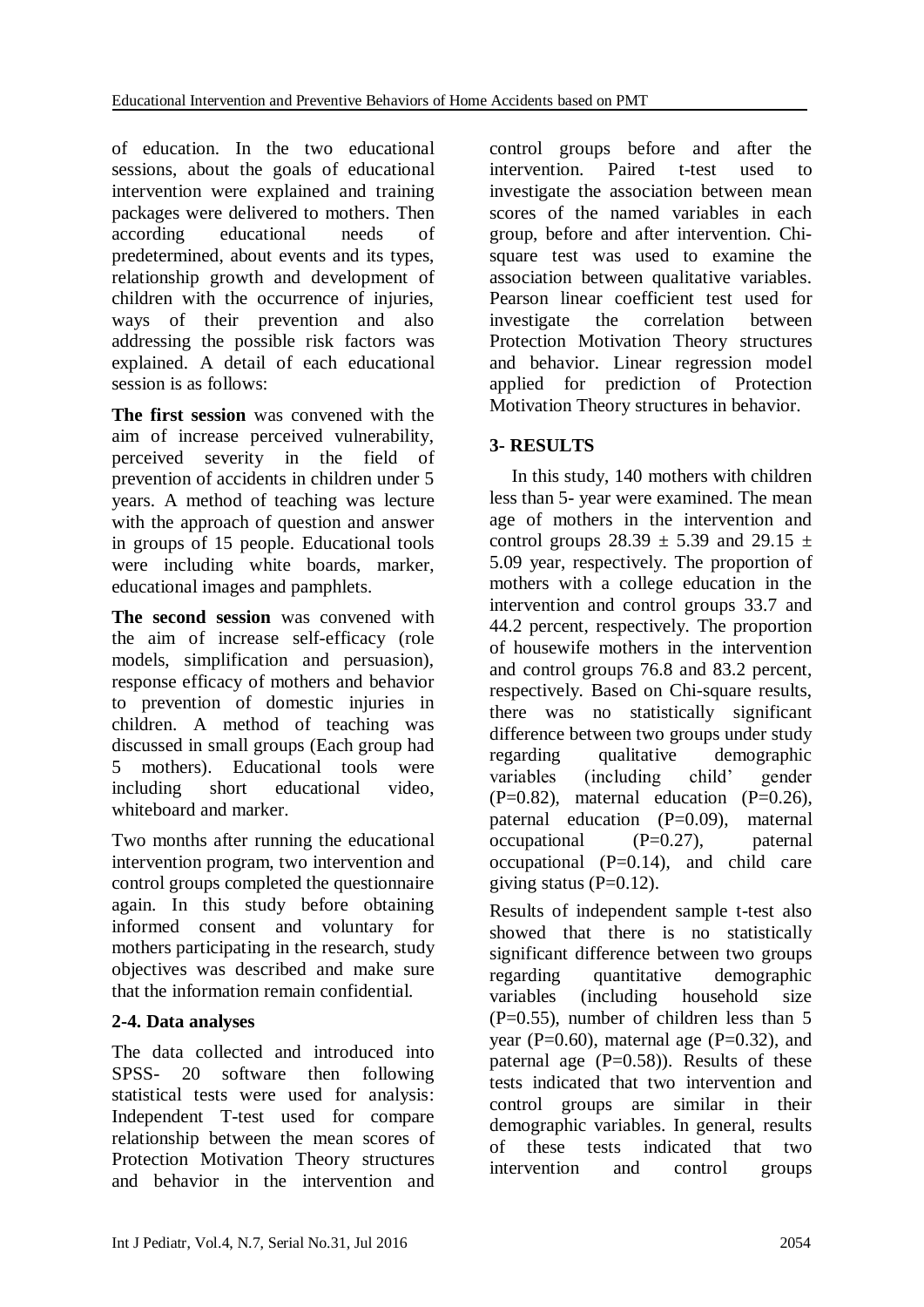of education. In the two educational sessions, about the goals of educational intervention were explained and training packages were delivered to mothers. Then according educational needs of predetermined, about events and its types, relationship growth and development of children with the occurrence of injuries, ways of their prevention and also addressing the possible risk factors was explained. A detail of each educational session is as follows:

**The first session** was convened with the aim of increase perceived vulnerability, perceived severity in the field of prevention of accidents in children under 5 years. A method of teaching was lecture with the approach of question and answer in groups of 15 people. Educational tools were including white boards, marker, educational images and pamphlets.

**The second session** was convened with the aim of increase self-efficacy (role models, simplification and persuasion), response efficacy of mothers and behavior to prevention of domestic injuries in children. A method of teaching was discussed in small groups (Each group had 5 mothers). Educational tools were including short educational video, whiteboard and marker.

Two months after running the educational intervention program, two intervention and control groups completed the questionnaire again. In this study before obtaining informed consent and voluntary for mothers participating in the research, study objectives was described and make sure that the information remain confidential.

### 2-4. Data analyses

The data collected and introduced into SPSS- 20 software then following statistical tests were used for analysis: Independent T-test used for compare relationship between the mean scores of Protection Motivation Theory structures and behavior in the intervention and control groups before and after the intervention. Paired t-test used to investigate the association between mean scores of the named variables in each group, before and after intervention. Chi-square test was used to examine the association between qualitative variables. Pearson linear coefficient test used for investigate the correlation between Protection Motivation Theory structures and behavior. Linear regression model applied for prediction of Protection Motivation Theory structures in behavior.

## 3- RESULTS

In this study, 140 mothers with children less than 5- year were examined. The mean age of mothers in the intervention and control groups $28.39 \pm 5.39$ and $29.15 \pm 5.09$ year, respectively. The proportion of mothers with a college education in the intervention and control groups 33.7 and 44.2 percent, respectively. The proportion of housewife mothers in the intervention and control groups 76.8 and 83.2 percent, respectively. Based on Chi-square results, there was no statistically significant difference between two groups under study regarding qualitative demographic variables (including child' gender ($P=0.82$), maternal education ($P=0.26$), paternal education ($P=0.09$), maternal occupational ($P=0.27$), paternal occupational ($P=0.14$), and child care giving status ($P=0.12$).

Results of independent sample t-test also showed that there is no statistically significant difference between two groups regarding quantitative demographic variables (including household size ($P=0.55$), number of children less than 5 year ($P=0.60$), maternal age ($P=0.32$), and paternal age ($P=0.58$)). Results of these tests indicated that two intervention and control groups are similar in their demographic variables. In general, results of these tests indicated that two intervention and control groups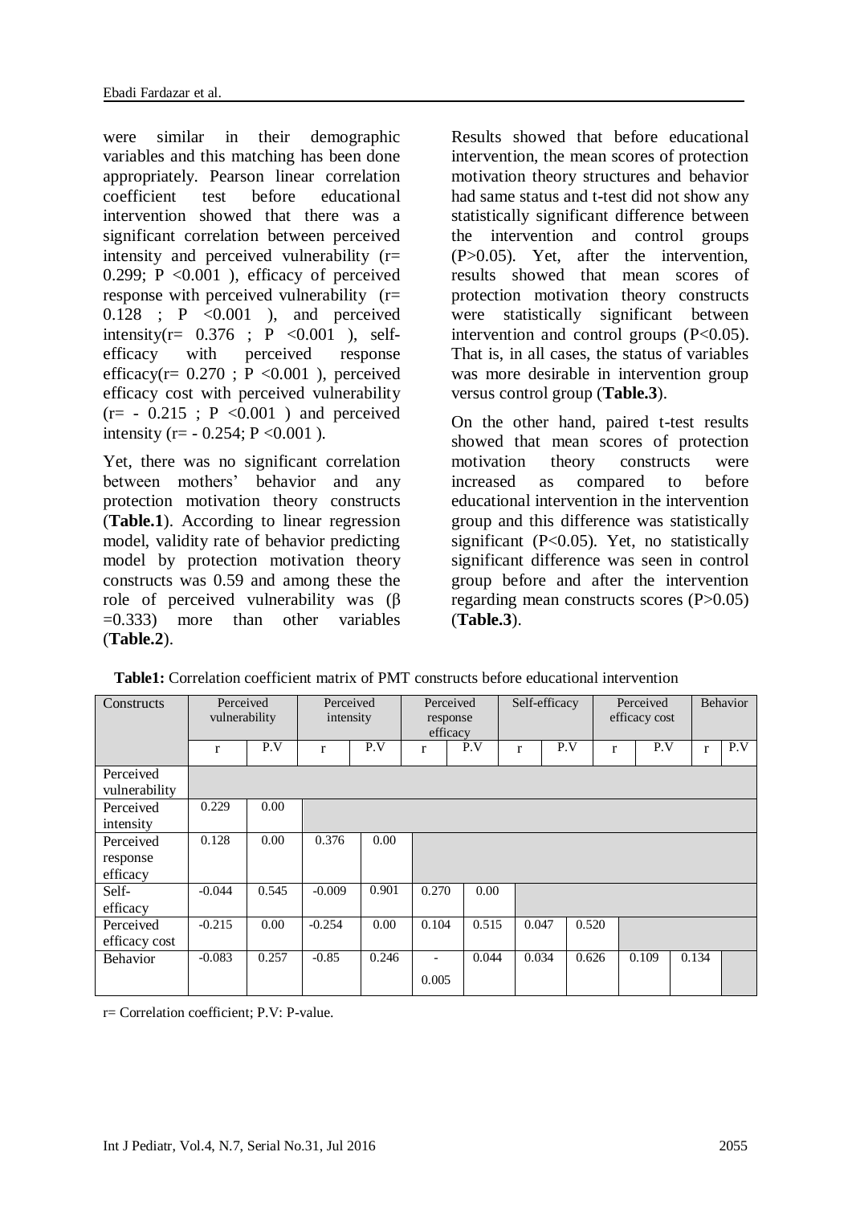were similar in their demographic variables and this matching has been done appropriately. Pearson linear correlation coefficient test before educational intervention showed that there was a significant correlation between perceived intensity and perceived vulnerability (r= 0.299; P <0.001 ), efficacy of perceived response with perceived vulnerability (r= 0.128 ; P <0.001 ), and perceived intensity(r= 0.376 ; P <0.001 ), self-efficacy with perceived response efficacy(r= 0.270 ; P <0.001 ), perceived efficacy cost with perceived vulnerability (r= - 0.215 ; P <0.001 ) and perceived intensity (r= - 0.254; P <0.001 ).

Yet, there was no significant correlation between mothers' behavior and any protection motivation theory constructs (**Table.1**). According to linear regression model, validity rate of behavior predicting model by protection motivation theory constructs was 0.59 and among these the role of perceived vulnerability was (β =0.333) more than other variables (**Table.2**).

Results showed that before educational intervention, the mean scores of protection motivation theory structures and behavior had same status and t-test did not show any statistically significant difference between the intervention and control groups (P>0.05). Yet, after the intervention, results showed that mean scores of protection motivation theory constructs were statistically significant between intervention and control groups (P<0.05). That is, in all cases, the status of variables was more desirable in intervention group versus control group (**Table.3**).

On the other hand, paired t-test results showed that mean scores of protection motivation theory constructs were increased as compared to before educational intervention in the intervention group and this difference was statistically significant (P<0.05). Yet, no statistically significant difference was seen in control group before and after the intervention regarding mean constructs scores (P>0.05) (**Table.3**).

**Table1:** Correlation coefficient matrix of PMT constructs before educational intervention

| Constructs | Perceived vulnerability | | Perceived intensity | | Perceived response efficacy | | Self-efficacy | | Perceived efficacy cost | | Behavior | |
|---|---|---|---|---|---|---|---|---|---|---|---|---|
| | r | P.V | r | P.V | r | P.V | r | P.V | r | P.V | r | P.V |
| Perceived vulnerability | | | | | | | | | | | | |
| Perceived intensity | 0.229 | 0.00 | | | | | | | | | | |
| Perceived response efficacy | 0.128 | 0.00 | 0.376 | 0.00 | | | | | | | | |
| Self-efficacy | -0.044 | 0.545 | -0.009 | 0.901 | 0.270 | 0.00 | | | | | | |
| Perceived efficacy cost | -0.215 | 0.00 | -0.254 | 0.00 | 0.104 | 0.515 | 0.047 | 0.520 | | | | |
| Behavior | -0.083 | 0.257 | -0.85 | 0.246 | -0.005 | 0.044 | 0.034 | 0.626 | 0.109 | 0.134 | | |

r= Correlation coefficient; P.V: P-value.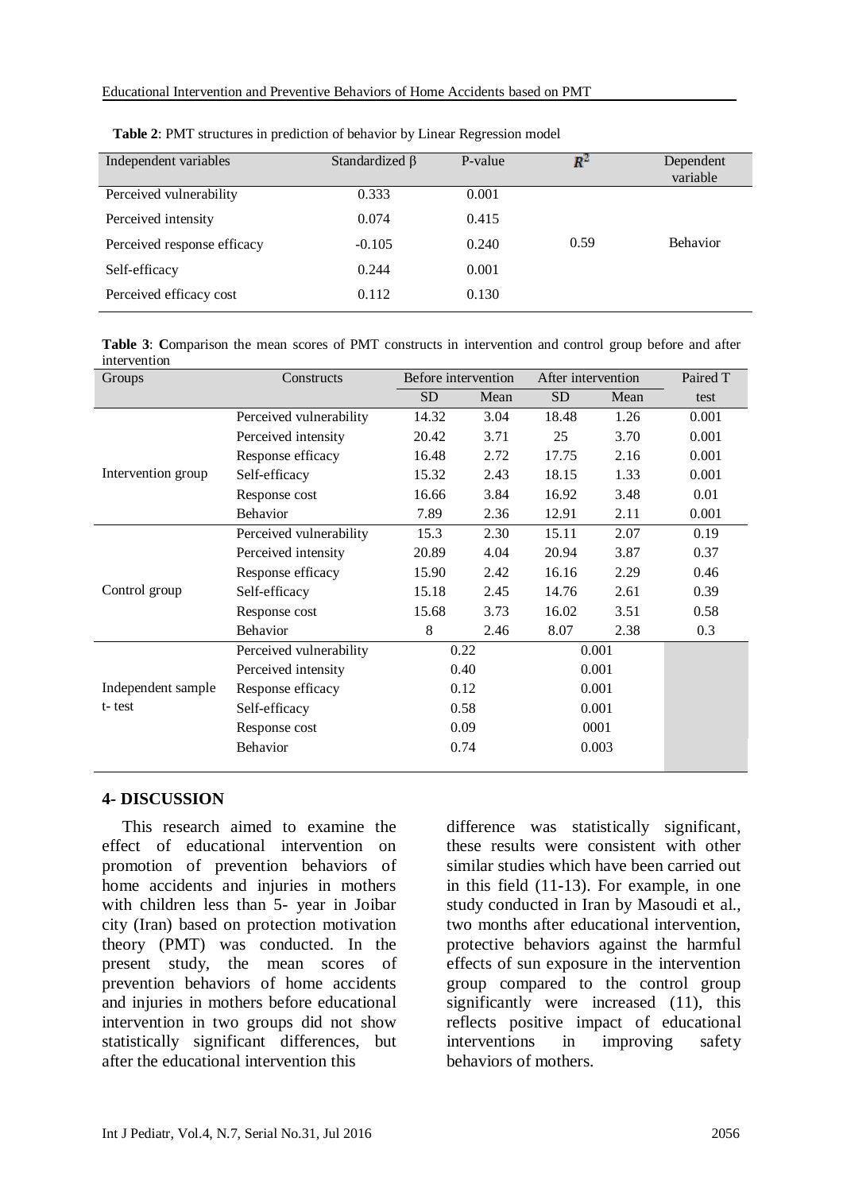**Table 2**: PMT structures in prediction of behavior by Linear Regression model

| Independent variables | Standardized β | P-value | $R^2$ | Dependent variable |
|---|---|---|---|---|
| Perceived vulnerability | 0.333 | 0.001 | | |
| Perceived intensity | 0.074 | 0.415 | | |
| Perceived response efficacy | -0.105 | 0.240 | 0.59 | Behavior |
| Self-efficacy | 0.244 | 0.001 | | |
| Perceived efficacy cost | 0.112 | 0.130 | | |

**Table 3**: **C**omparison the mean scores of PMT constructs in intervention and control group before and after intervention

| Groups | Constructs | Before intervention | | After intervention | | Paired T |
|---|---|---|---|---|---|---|
| | | SD | Mean | SD | Mean | test |
| Intervention group | Perceived vulnerability | 14.32 | 3.04 | 18.48 | 1.26 | 0.001 |
| | Perceived intensity | 20.42 | 3.71 | 25 | 3.70 | 0.001 |
| | Response efficacy | 16.48 | 2.72 | 17.75 | 2.16 | 0.001 |
| | Self-efficacy | 15.32 | 2.43 | 18.15 | 1.33 | 0.001 |
| | Response cost | 16.66 | 3.84 | 16.92 | 3.48 | 0.01 |
| | Behavior | 7.89 | 2.36 | 12.91 | 2.11 | 0.001 |
| Control group | Perceived vulnerability | 15.3 | 2.30 | 15.11 | 2.07 | 0.19 |
| | Perceived intensity | 20.89 | 4.04 | 20.94 | 3.87 | 0.37 |
| | Response efficacy | 15.90 | 2.42 | 16.16 | 2.29 | 0.46 |
| | Self-efficacy | 15.18 | 2.45 | 14.76 | 2.61 | 0.39 |
| | Response cost | 15.68 | 3.73 | 16.02 | 3.51 | 0.58 |
| | Behavior | 8 | 2.46 | 8.07 | 2.38 | 0.3 |
| Independent sample t- test | Perceived vulnerability | 0.22 | | 0.001 | | |
| | Perceived intensity | 0.40 | | 0.001 | | |
| | Response efficacy | 0.12 | | 0.001 | | |
| | Self-efficacy | 0.58 | | 0.001 | | |
| | Response cost | 0.09 | | 0001 | | |
| | Behavior | 0.74 | | 0.003 | | |

## 4- DISCUSSION

This research aimed to examine the effect of educational intervention on promotion of prevention behaviors of home accidents and injuries in mothers with children less than 5- year in Joibar city (Iran) based on protection motivation theory (PMT) was conducted. In the present study, the mean scores of prevention behaviors of home accidents and injuries in mothers before educational intervention in two groups did not show statistically significant differences, but after the educational intervention this difference was statistically significant, these results were consistent with other similar studies which have been carried out in this field (11-13). For example, in one study conducted in Iran by Masoudi et al., two months after educational intervention, protective behaviors against the harmful effects of sun exposure in the intervention group compared to the control group significantly were increased (11), this reflects positive impact of educational interventions in improving safety behaviors of mothers.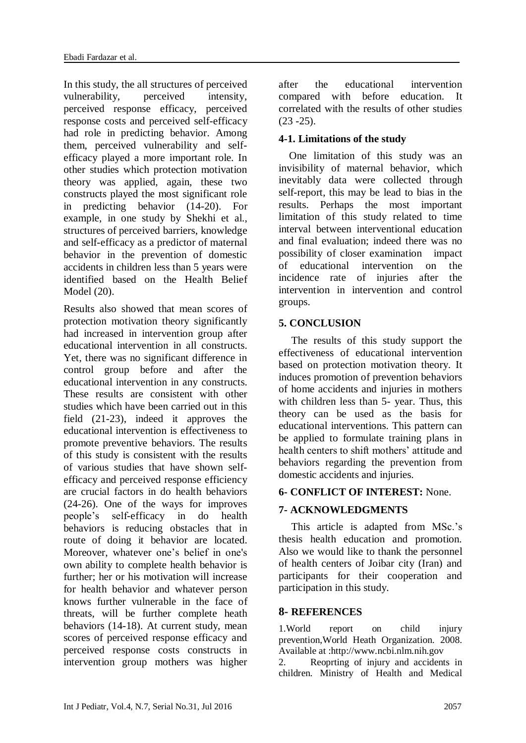In this study, the all structures of perceived vulnerability, perceived intensity, perceived response efficacy, perceived response costs and perceived self-efficacy had role in predicting behavior. Among them, perceived vulnerability and self-efficacy played a more important role. In other studies which protection motivation theory was applied, again, these two constructs played the most significant role in predicting behavior (14-20). For example, in one study by Shekhi et al., structures of perceived barriers, knowledge and self-efficacy as a predictor of maternal behavior in the prevention of domestic accidents in children less than 5 years were identified based on the Health Belief Model (20).

Results also showed that mean scores of protection motivation theory significantly had increased in intervention group after educational intervention in all constructs. Yet, there was no significant difference in control group before and after the educational intervention in any constructs. These results are consistent with other studies which have been carried out in this field (21-23), indeed it approves the educational intervention is effectiveness to promote preventive behaviors. The results of this study is consistent with the results of various studies that have shown self-efficacy and perceived response efficiency are crucial factors in do health behaviors (24-26). One of the ways for improves people's self-efficacy in do health behaviors is reducing obstacles that in route of doing it behavior are located. Moreover, whatever one's belief in one's own ability to complete health behavior is further; her or his motivation will increase for health behavior and whatever person knows further vulnerable in the face of threats, will be further complete heath behaviors (14-18). At current study, mean scores of perceived response efficacy and perceived response costs constructs in intervention group mothers was higher after the educational intervention compared with before education. It correlated with the results of other studies (23 -25).

### 4-1. Limitations of the study

One limitation of this study was an invisibility of maternal behavior, which inevitably data were collected through self-report, this may be lead to bias in the results. Perhaps the most important limitation of this study related to time interval between interventional education and final evaluation; indeed there was no possibility of closer examination impact of educational intervention on the incidence rate of injuries after the intervention in intervention and control groups.

## 5. CONCLUSION

The results of this study support the effectiveness of educational intervention based on protection motivation theory. It induces promotion of prevention behaviors of home accidents and injuries in mothers with children less than 5- year. Thus, this theory can be used as the basis for educational interventions. This pattern can be applied to formulate training plans in health centers to shift mothers' attitude and behaviors regarding the prevention from domestic accidents and injuries.

## 6- CONFLICT OF INTEREST: None.

## 7- ACKNOWLEDGMENTS

This article is adapted from MSc.'s thesis health education and promotion. Also we would like to thank the personnel of health centers of Joibar city (Iran) and participants for their cooperation and participation in this study.

## 8- REFERENCES

1.World report on child injury prevention,World Heath Organization. 2008. Available at :http://www.ncbi.nlm.nih.gov

2. Reoprting of injury and accidents in children. Ministry of Health and Medical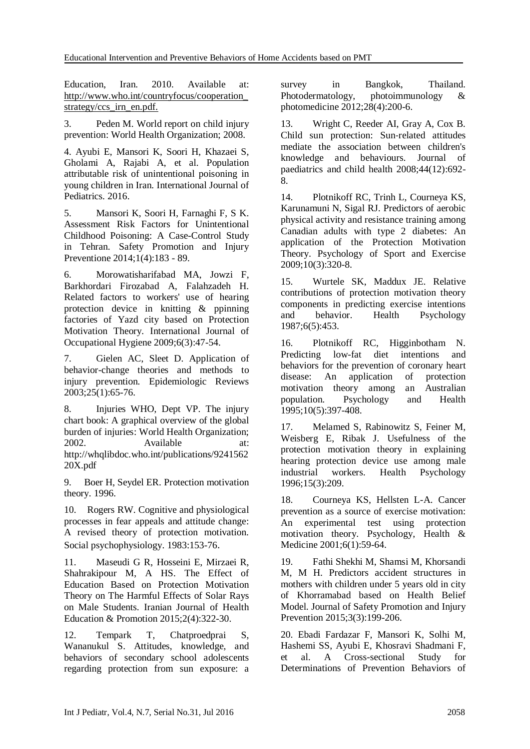Education, Iran. 2010. Available at: http://www.who.int/countryfocus/cooperation_strategy/ccs_irn_en.pdf.

3. Peden M. World report on child injury prevention: World Health Organization; 2008.

4. Ayubi E, Mansori K, Soori H, Khazaei S, Gholami A, Rajabi A, et al. Population attributable risk of unintentional poisoning in young children in Iran. International Journal of Pediatrics. 2016.

5. Mansori K, Soori H, Farnaghi F, S K. Assessment Risk Factors for Unintentional Childhood Poisoning: A Case-Control Study in Tehran. Safety Promotion and Injury Preventione 2014;1(4):183 - 89.

6. Morowatisharifabad MA, Jowzi F, Barkhordari Firozabad A, Falahzadeh H. Related factors to workers' use of hearing protection device in knitting & ppinning factories of Yazd city based on Protection Motivation Theory. International Journal of Occupational Hygiene 2009;6(3):47-54.

7. Gielen AC, Sleet D. Application of behavior-change theories and methods to injury prevention. Epidemiologic Reviews 2003;25(1):65-76.

8. Injuries WHO, Dept VP. The injury chart book: A graphical overview of the global burden of injuries: World Health Organization; 2002. Available at: http://whqlibdoc.who.int/publications/924156220X.pdf

9. Boer H, Seydel ER. Protection motivation theory. 1996.

10. Rogers RW. Cognitive and physiological processes in fear appeals and attitude change: A revised theory of protection motivation. Social psychophysiology. 1983:153-76.

11. Maseudi G R, Hosseini E, Mirzaei R, Shahrakipour M, A HS. The Effect of Education Based on Protection Motivation Theory on The Harmful Effects of Solar Rays on Male Students. Iranian Journal of Health Education & Promotion 2015;2(4):322-30.

12. Tempark T, Chatproedprai S, Wananukul S. Attitudes, knowledge, and behaviors of secondary school adolescents regarding protection from sun exposure: a survey in Bangkok, Thailand. Photodermatology, photoimmunology & photomedicine 2012;28(4):200-6.

13. Wright C, Reeder AI, Gray A, Cox B. Child sun protection: Sun-related attitudes mediate the association between children's knowledge and behaviours. Journal of paediatrics and child health 2008;44(12):692-8.

14. Plotnikoff RC, Trinh L, Courneya KS, Karunamuni N, Sigal RJ. Predictors of aerobic physical activity and resistance training among Canadian adults with type 2 diabetes: An application of the Protection Motivation Theory. Psychology of Sport and Exercise 2009;10(3):320-8.

15. Wurtele SK, Maddux JE. Relative contributions of protection motivation theory components in predicting exercise intentions and behavior. Health Psychology 1987;6(5):453.

16. Plotnikoff RC, Higginbotham N. Predicting low-fat diet intentions and behaviors for the prevention of coronary heart disease: An application of protection motivation theory among an Australian population. Psychology and Health 1995;10(5):397-408.

17. Melamed S, Rabinowitz S, Feiner M, Weisberg E, Ribak J. Usefulness of the protection motivation theory in explaining hearing protection device use among male industrial workers. Health Psychology 1996;15(3):209.

18. Courneya KS, Hellsten L-A. Cancer prevention as a source of exercise motivation: An experimental test using protection motivation theory. Psychology, Health & Medicine 2001;6(1):59-64.

19. Fathi Shekhi M, Shamsi M, Khorsandi M, M H. Predictors accident structures in mothers with children under 5 years old in city of Khorramabad based on Health Belief Model. Journal of Safety Promotion and Injury Prevention 2015;3(3):199-206.

20. Ebadi Fardazar F, Mansori K, Solhi M, Hashemi SS, Ayubi E, Khosravi Shadmani F, et al. A Cross-sectional Study for Determinations of Prevention Behaviors of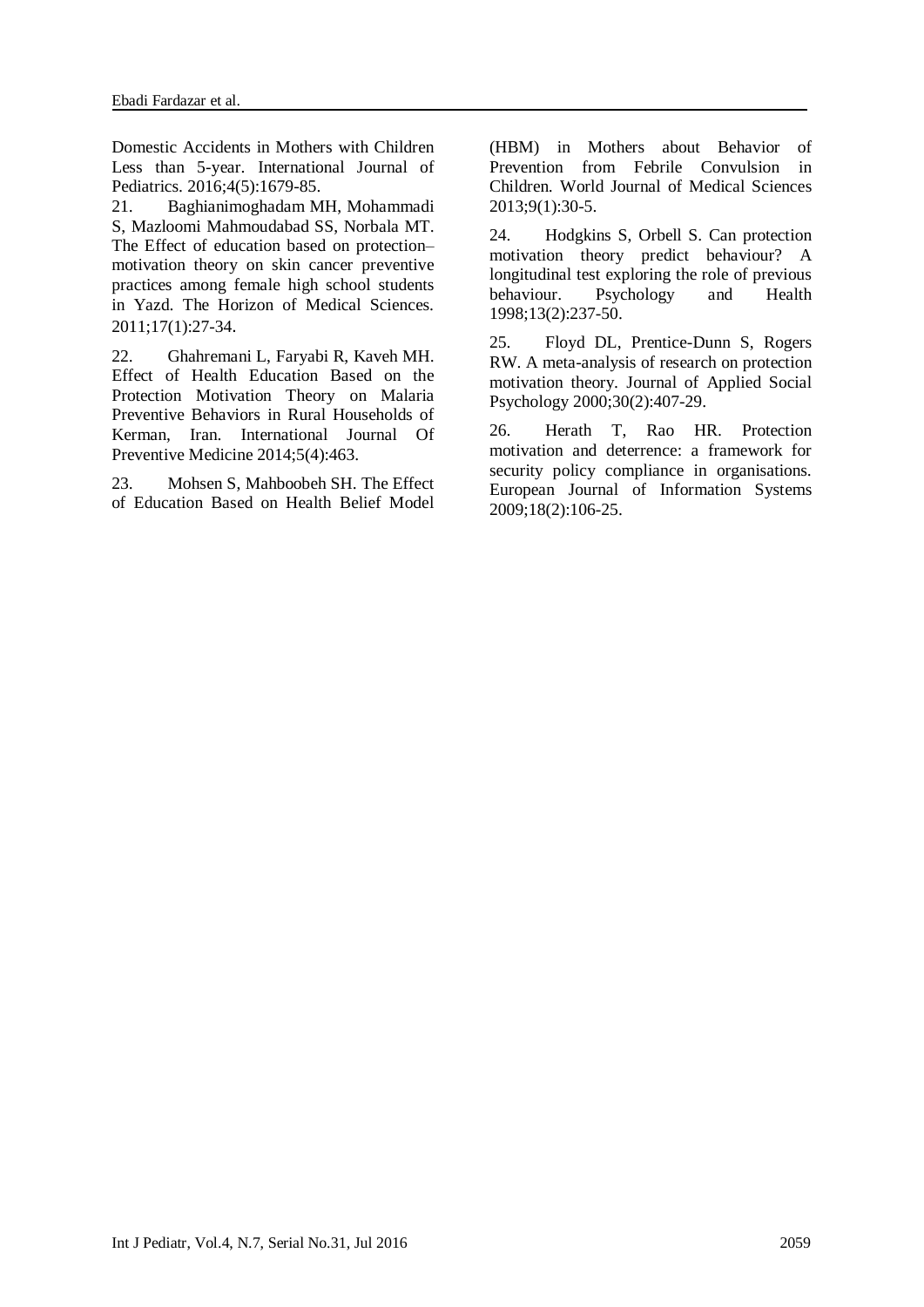Domestic Accidents in Mothers with Children Less than 5-year. International Journal of Pediatrics. 2016;4(5):1679-85.

21. Baghianimoghadam MH, Mohammadi S, Mazloomi Mahmoudabad SS, Norbala MT. The Effect of education based on protection–motivation theory on skin cancer preventive practices among female high school students in Yazd. The Horizon of Medical Sciences. 2011;17(1):27-34.

22. Ghahremani L, Faryabi R, Kaveh MH. Effect of Health Education Based on the Protection Motivation Theory on Malaria Preventive Behaviors in Rural Households of Kerman, Iran. International Journal Of Preventive Medicine 2014;5(4):463.

23. Mohsen S, Mahboobeh SH. The Effect of Education Based on Health Belief Model (HBM) in Mothers about Behavior of Prevention from Febrile Convulsion in Children. World Journal of Medical Sciences 2013;9(1):30-5.

24. Hodgkins S, Orbell S. Can protection motivation theory predict behaviour? A longitudinal test exploring the role of previous behaviour. Psychology and Health 1998;13(2):237-50.

25. Floyd DL, Prentice-Dunn S, Rogers RW. A meta-analysis of research on protection motivation theory. Journal of Applied Social Psychology 2000;30(2):407-29.

26. Herath T, Rao HR. Protection motivation and deterrence: a framework for security policy compliance in organisations. European Journal of Information Systems 2009;18(2):106-25.